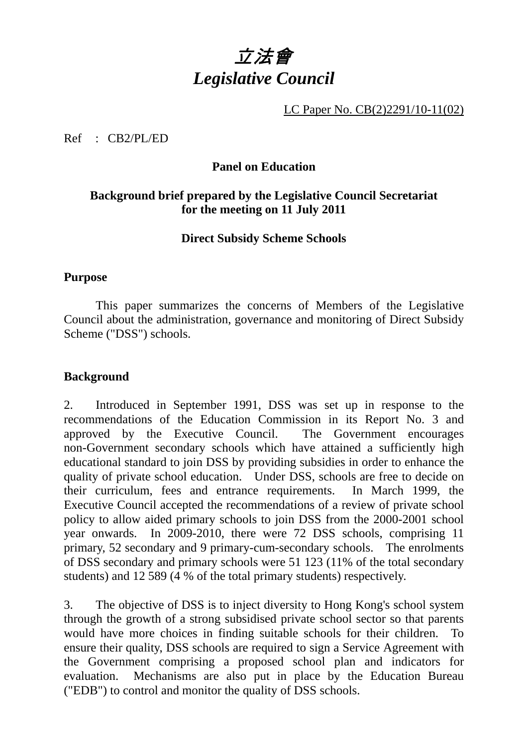# 立法會
# *Legislative Council*

LC Paper No. CB(2)2291/10-11(02)

Ref : CB2/PL/ED

**Panel on Education**

**Background brief prepared by the Legislative Council Secretariat for the meeting on 11 July 2011**

**Direct Subsidy Scheme Schools**

**Purpose**

This paper summarizes the concerns of Members of the Legislative Council about the administration, governance and monitoring of Direct Subsidy Scheme ("DSS") schools.

**Background**

2. Introduced in September 1991, DSS was set up in response to the recommendations of the Education Commission in its Report No. 3 and approved by the Executive Council. The Government encourages non-Government secondary schools which have attained a sufficiently high educational standard to join DSS by providing subsidies in order to enhance the quality of private school education. Under DSS, schools are free to decide on their curriculum, fees and entrance requirements. In March 1999, the Executive Council accepted the recommendations of a review of private school policy to allow aided primary schools to join DSS from the 2000-2001 school year onwards. In 2009-2010, there were 72 DSS schools, comprising 11 primary, 52 secondary and 9 primary-cum-secondary schools. The enrolments of DSS secondary and primary schools were 51 123 (11% of the total secondary students) and 12 589 (4 % of the total primary students) respectively.

3. The objective of DSS is to inject diversity to Hong Kong's school system through the growth of a strong subsidised private school sector so that parents would have more choices in finding suitable schools for their children. To ensure their quality, DSS schools are required to sign a Service Agreement with the Government comprising a proposed school plan and indicators for evaluation. Mechanisms are also put in place by the Education Bureau ("EDB") to control and monitor the quality of DSS schools.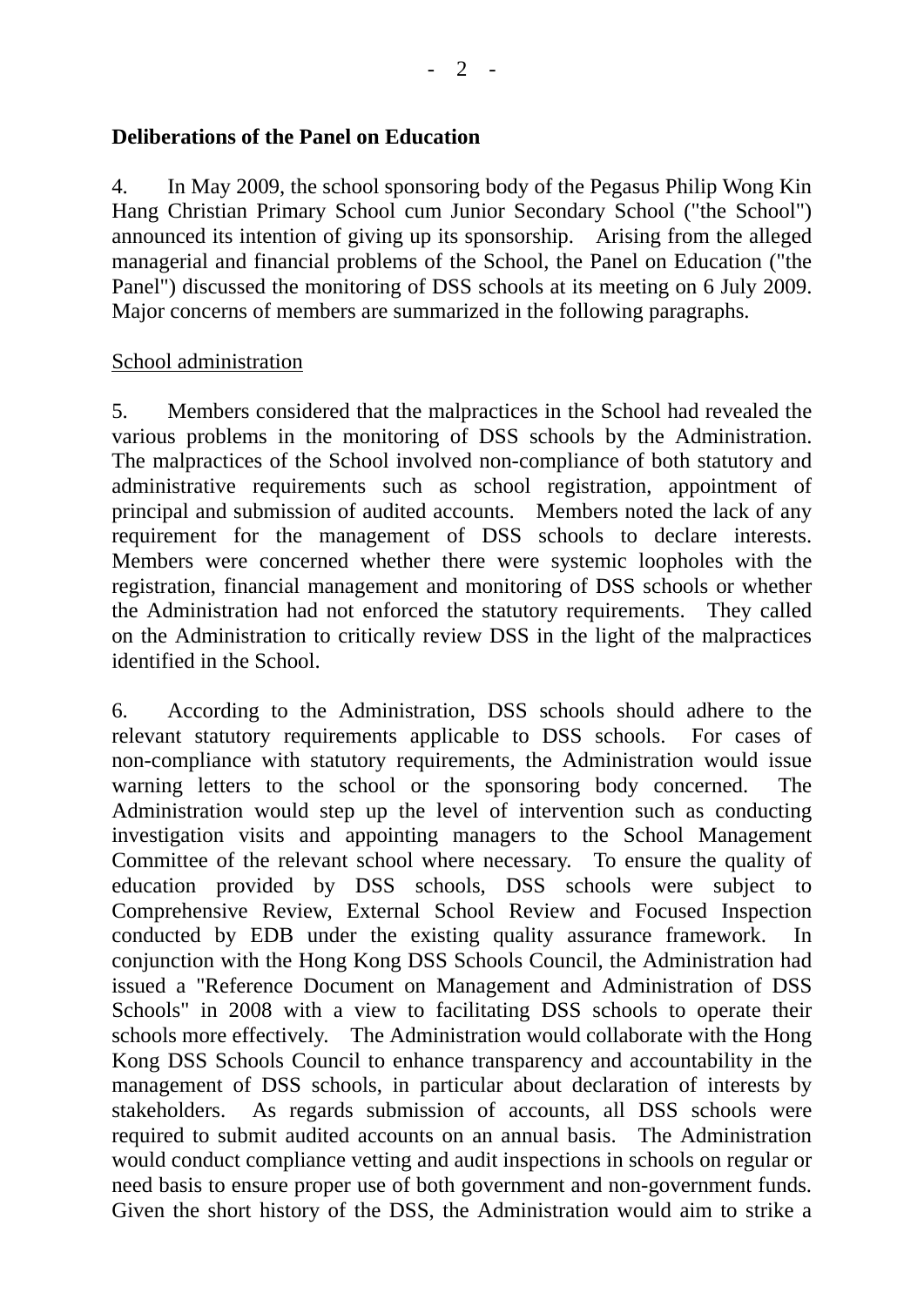**Deliberations of the Panel on Education**

4. In May 2009, the school sponsoring body of the Pegasus Philip Wong Kin Hang Christian Primary School cum Junior Secondary School ("the School") announced its intention of giving up its sponsorship. Arising from the alleged managerial and financial problems of the School, the Panel on Education ("the Panel") discussed the monitoring of DSS schools at its meeting on 6 July 2009. Major concerns of members are summarized in the following paragraphs.

School administration

5. Members considered that the malpractices in the School had revealed the various problems in the monitoring of DSS schools by the Administration. The malpractices of the School involved non-compliance of both statutory and administrative requirements such as school registration, appointment of principal and submission of audited accounts. Members noted the lack of any requirement for the management of DSS schools to declare interests. Members were concerned whether there were systemic loopholes with the registration, financial management and monitoring of DSS schools or whether the Administration had not enforced the statutory requirements. They called on the Administration to critically review DSS in the light of the malpractices identified in the School.

6. According to the Administration, DSS schools should adhere to the relevant statutory requirements applicable to DSS schools. For cases of non-compliance with statutory requirements, the Administration would issue warning letters to the school or the sponsoring body concerned. The Administration would step up the level of intervention such as conducting investigation visits and appointing managers to the School Management Committee of the relevant school where necessary. To ensure the quality of education provided by DSS schools, DSS schools were subject to Comprehensive Review, External School Review and Focused Inspection conducted by EDB under the existing quality assurance framework. In conjunction with the Hong Kong DSS Schools Council, the Administration had issued a "Reference Document on Management and Administration of DSS Schools" in 2008 with a view to facilitating DSS schools to operate their schools more effectively. The Administration would collaborate with the Hong Kong DSS Schools Council to enhance transparency and accountability in the management of DSS schools, in particular about declaration of interests by stakeholders. As regards submission of accounts, all DSS schools were required to submit audited accounts on an annual basis. The Administration would conduct compliance vetting and audit inspections in schools on regular or need basis to ensure proper use of both government and non-government funds. Given the short history of the DSS, the Administration would aim to strike a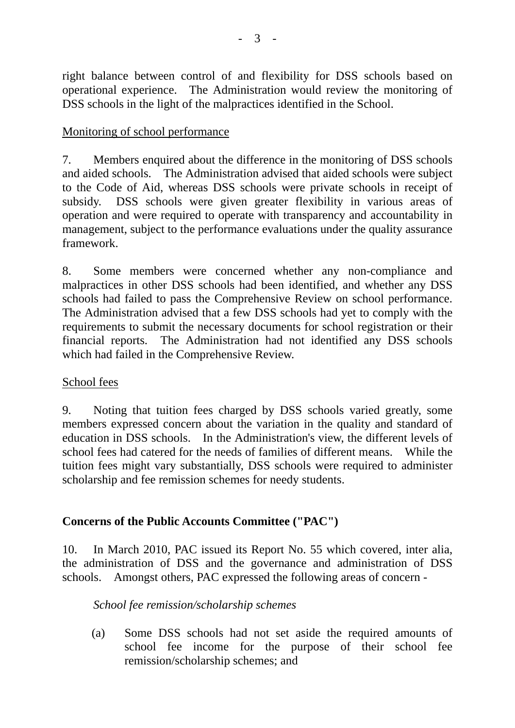right balance between control of and flexibility for DSS schools based on operational experience. The Administration would review the monitoring of DSS schools in the light of the malpractices identified in the School.

<u>Monitoring of school performance</u>

7. Members enquired about the difference in the monitoring of DSS schools and aided schools. The Administration advised that aided schools were subject to the Code of Aid, whereas DSS schools were private schools in receipt of subsidy. DSS schools were given greater flexibility in various areas of operation and were required to operate with transparency and accountability in management, subject to the performance evaluations under the quality assurance framework.

8. Some members were concerned whether any non-compliance and malpractices in other DSS schools had been identified, and whether any DSS schools had failed to pass the Comprehensive Review on school performance. The Administration advised that a few DSS schools had yet to comply with the requirements to submit the necessary documents for school registration or their financial reports. The Administration had not identified any DSS schools which had failed in the Comprehensive Review.

<u>School fees</u>

9. Noting that tuition fees charged by DSS schools varied greatly, some members expressed concern about the variation in the quality and standard of education in DSS schools. In the Administration's view, the different levels of school fees had catered for the needs of families of different means. While the tuition fees might vary substantially, DSS schools were required to administer scholarship and fee remission schemes for needy students.

## Concerns of the Public Accounts Committee ("PAC")

10. In March 2010, PAC issued its Report No. 55 which covered, inter alia, the administration of DSS and the governance and administration of DSS schools. Amongst others, PAC expressed the following areas of concern -

*School fee remission/scholarship schemes*

(a) Some DSS schools had not set aside the required amounts of school fee income for the purpose of their school fee remission/scholarship schemes; and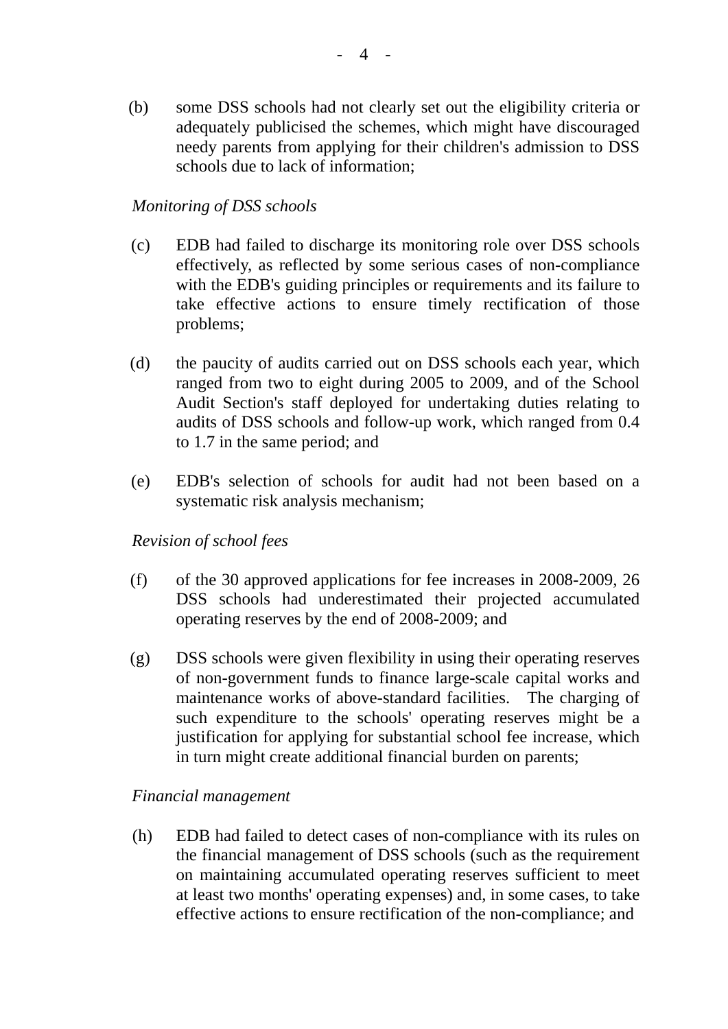(b) some DSS schools had not clearly set out the eligibility criteria or adequately publicised the schemes, which might have discouraged needy parents from applying for their children's admission to DSS schools due to lack of information;

*Monitoring of DSS schools*

(c) EDB had failed to discharge its monitoring role over DSS schools effectively, as reflected by some serious cases of non-compliance with the EDB's guiding principles or requirements and its failure to take effective actions to ensure timely rectification of those problems;

(d) the paucity of audits carried out on DSS schools each year, which ranged from two to eight during 2005 to 2009, and of the School Audit Section's staff deployed for undertaking duties relating to audits of DSS schools and follow-up work, which ranged from 0.4 to 1.7 in the same period; and

(e) EDB's selection of schools for audit had not been based on a systematic risk analysis mechanism;

*Revision of school fees*

(f) of the 30 approved applications for fee increases in 2008-2009, 26 DSS schools had underestimated their projected accumulated operating reserves by the end of 2008-2009; and

(g) DSS schools were given flexibility in using their operating reserves of non-government funds to finance large-scale capital works and maintenance works of above-standard facilities. The charging of such expenditure to the schools' operating reserves might be a justification for applying for substantial school fee increase, which in turn might create additional financial burden on parents;

*Financial management*

(h) EDB had failed to detect cases of non-compliance with its rules on the financial management of DSS schools (such as the requirement on maintaining accumulated operating reserves sufficient to meet at least two months' operating expenses) and, in some cases, to take effective actions to ensure rectification of the non-compliance; and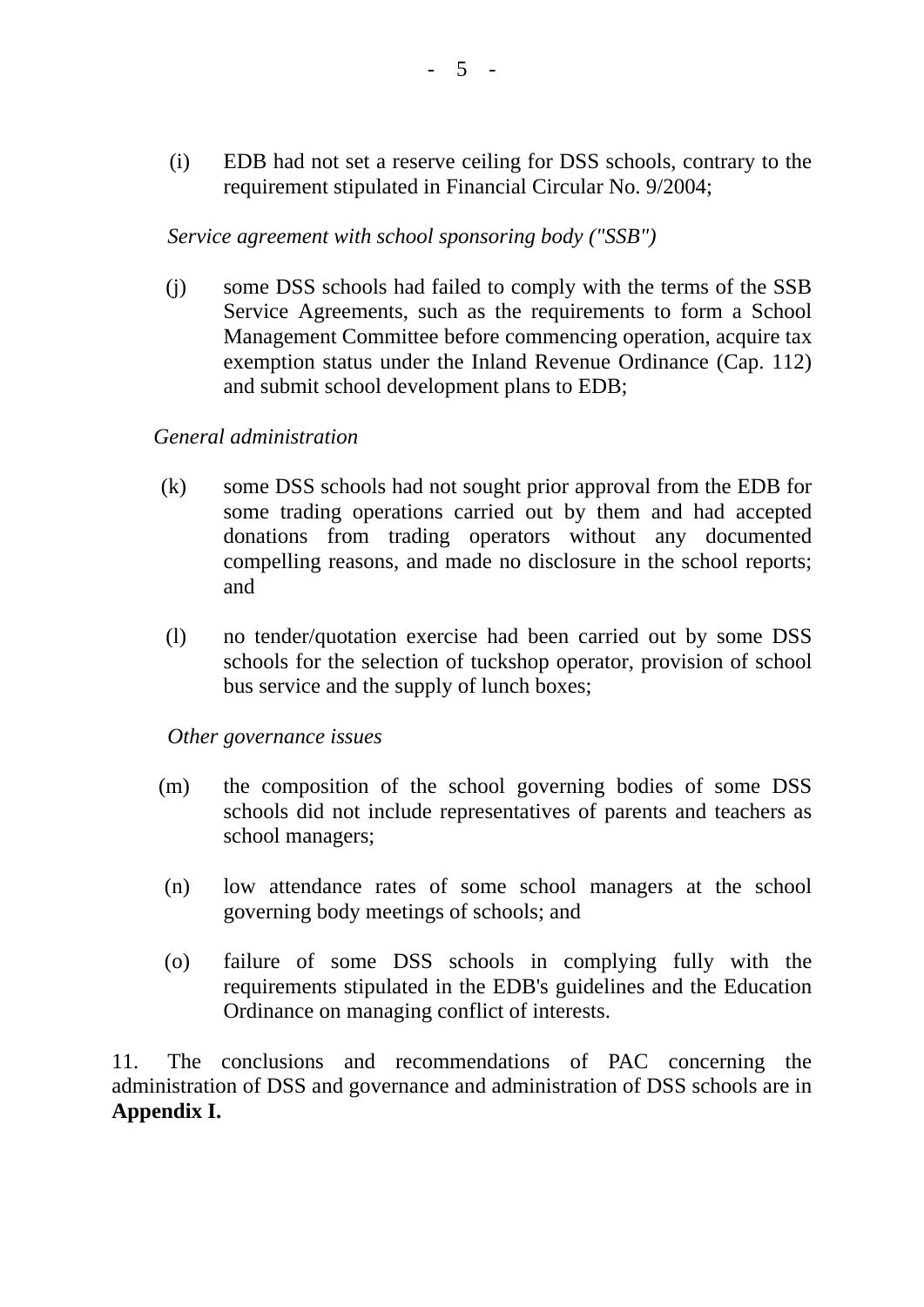(i) EDB had not set a reserve ceiling for DSS schools, contrary to the requirement stipulated in Financial Circular No. 9/2004;

*Service agreement with school sponsoring body ("SSB")*

(j) some DSS schools had failed to comply with the terms of the SSB Service Agreements, such as the requirements to form a School Management Committee before commencing operation, acquire tax exemption status under the Inland Revenue Ordinance (Cap. 112) and submit school development plans to EDB;

*General administration*

(k) some DSS schools had not sought prior approval from the EDB for some trading operations carried out by them and had accepted donations from trading operators without any documented compelling reasons, and made no disclosure in the school reports; and

(l) no tender/quotation exercise had been carried out by some DSS schools for the selection of tuckshop operator, provision of school bus service and the supply of lunch boxes;

*Other governance issues*

(m) the composition of the school governing bodies of some DSS schools did not include representatives of parents and teachers as school managers;

(n) low attendance rates of some school managers at the school governing body meetings of schools; and

(o) failure of some DSS schools in complying fully with the requirements stipulated in the EDB's guidelines and the Education Ordinance on managing conflict of interests.

11. The conclusions and recommendations of PAC concerning the administration of DSS and governance and administration of DSS schools are in **Appendix I.**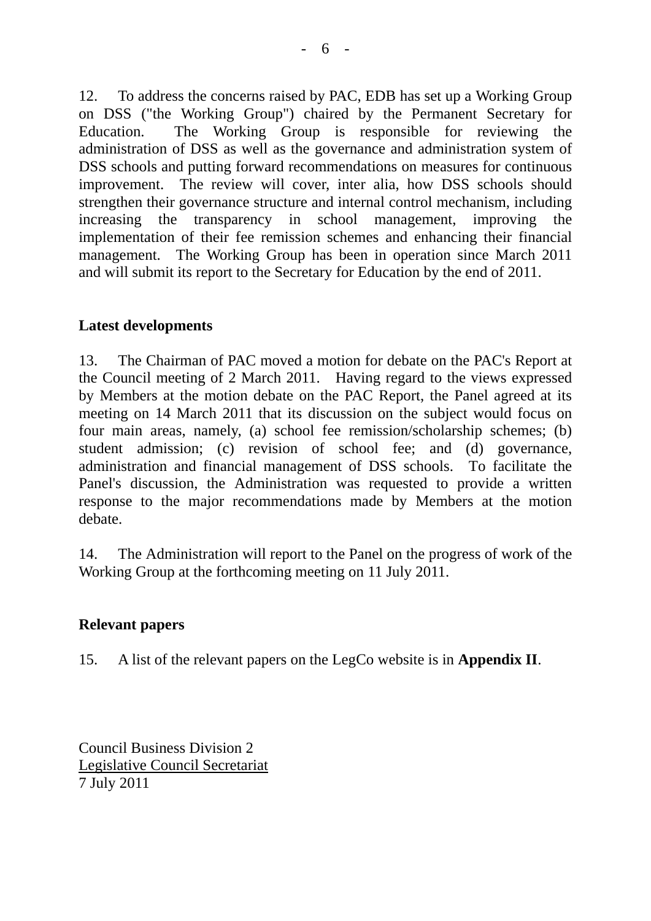12. To address the concerns raised by PAC, EDB has set up a Working Group on DSS ("the Working Group") chaired by the Permanent Secretary for Education. The Working Group is responsible for reviewing the administration of DSS as well as the governance and administration system of DSS schools and putting forward recommendations on measures for continuous improvement. The review will cover, inter alia, how DSS schools should strengthen their governance structure and internal control mechanism, including increasing the transparency in school management, improving the implementation of their fee remission schemes and enhancing their financial management. The Working Group has been in operation since March 2011 and will submit its report to the Secretary for Education by the end of 2011.

**Latest developments**

13. The Chairman of PAC moved a motion for debate on the PAC's Report at the Council meeting of 2 March 2011. Having regard to the views expressed by Members at the motion debate on the PAC Report, the Panel agreed at its meeting on 14 March 2011 that its discussion on the subject would focus on four main areas, namely, (a) school fee remission/scholarship schemes; (b) student admission; (c) revision of school fee; and (d) governance, administration and financial management of DSS schools. To facilitate the Panel's discussion, the Administration was requested to provide a written response to the major recommendations made by Members at the motion debate.

14. The Administration will report to the Panel on the progress of work of the Working Group at the forthcoming meeting on 11 July 2011.

**Relevant papers**

15. A list of the relevant papers on the LegCo website is in **Appendix II**.

Council Business Division 2
Legislative Council Secretariat
7 July 2011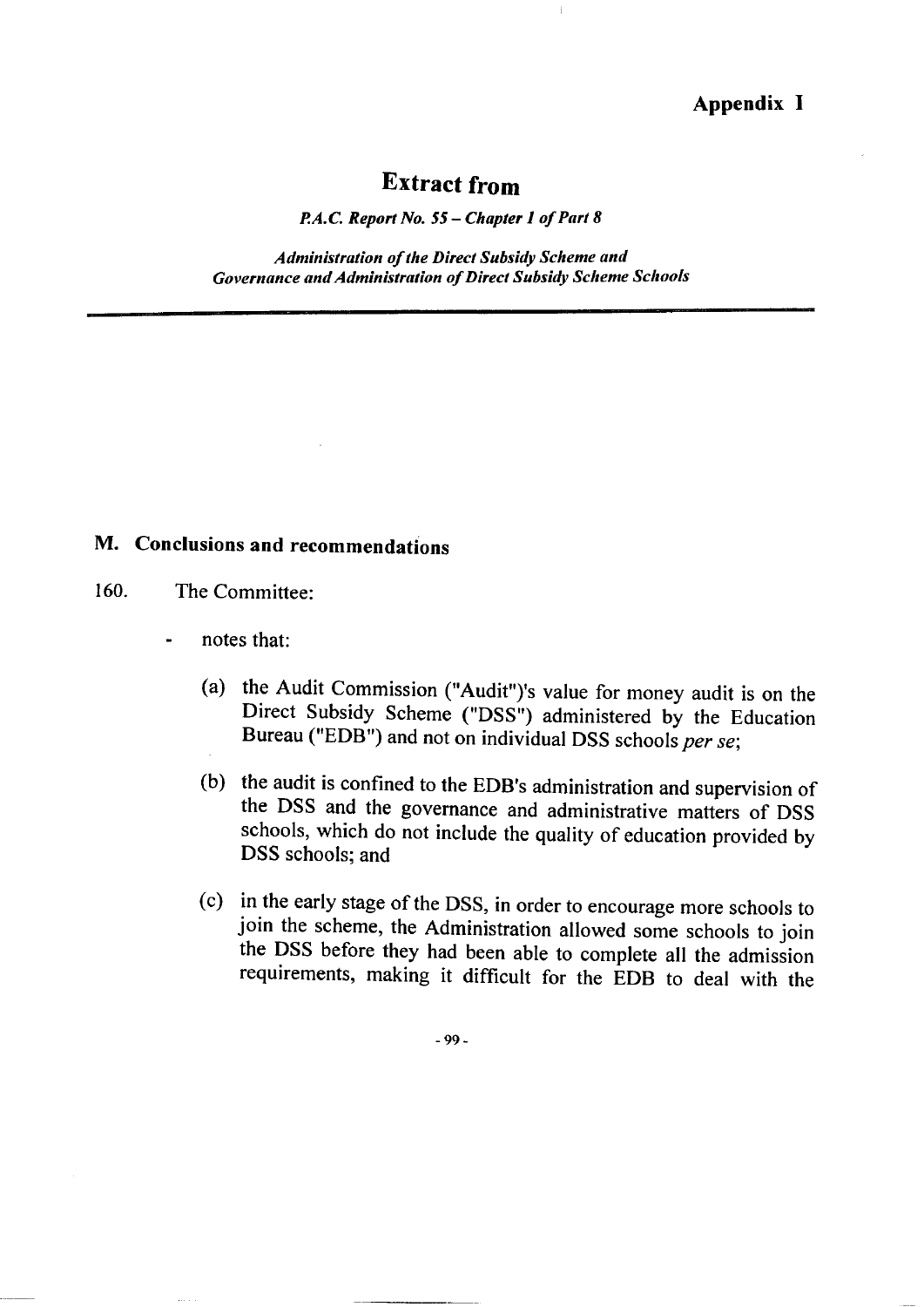**Appendix I**

# Extract from

*P.A.C. Report No. 55 – Chapter 1 of Part 8*

*Administration of the Direct Subsidy Scheme and Governance and Administration of Direct Subsidy Scheme Schools*

---

## M. Conclusions and recommendations

160. The Committee:

- notes that:

  (a) the Audit Commission ("Audit")'s value for money audit is on the Direct Subsidy Scheme ("DSS") administered by the Education Bureau ("EDB") and not on individual DSS schools *per se*;

  (b) the audit is confined to the EDB's administration and supervision of the DSS and the governance and administrative matters of DSS schools, which do not include the quality of education provided by DSS schools; and

  (c) in the early stage of the DSS, in order to encourage more schools to join the scheme, the Administration allowed some schools to join the DSS before they had been able to complete all the admission requirements, making it difficult for the EDB to deal with the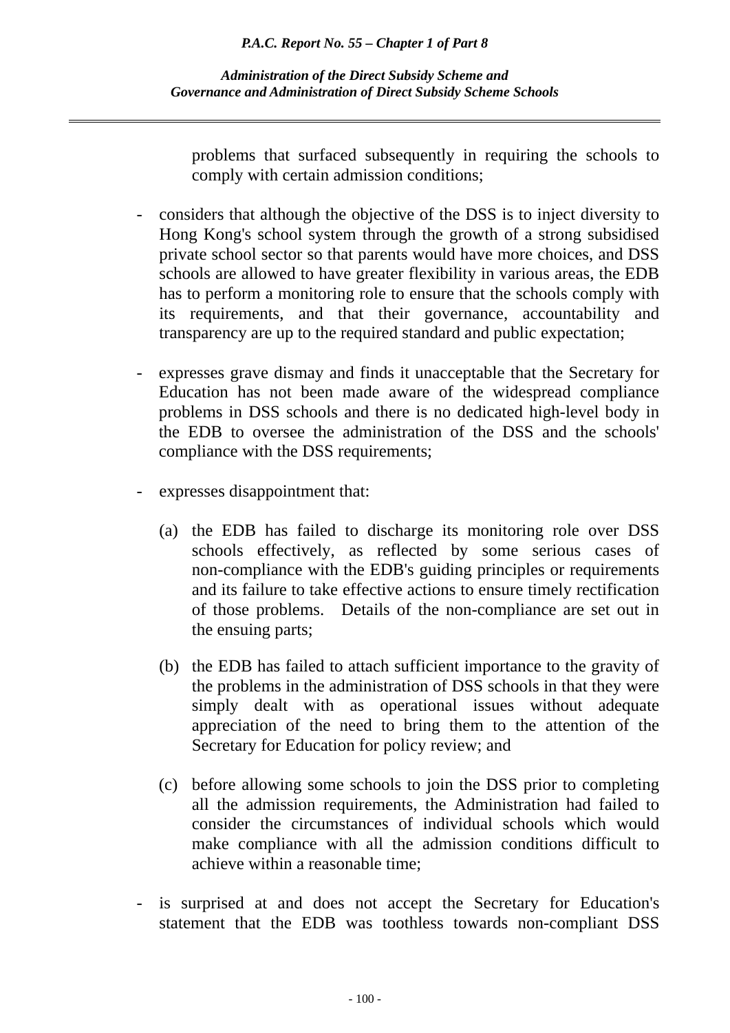problems that surfaced subsequently in requiring the schools to comply with certain admission conditions;

- considers that although the objective of the DSS is to inject diversity to Hong Kong's school system through the growth of a strong subsidised private school sector so that parents would have more choices, and DSS schools are allowed to have greater flexibility in various areas, the EDB has to perform a monitoring role to ensure that the schools comply with its requirements, and that their governance, accountability and transparency are up to the required standard and public expectation;

- expresses grave dismay and finds it unacceptable that the Secretary for Education has not been made aware of the widespread compliance problems in DSS schools and there is no dedicated high-level body in the EDB to oversee the administration of the DSS and the schools' compliance with the DSS requirements;

- expresses disappointment that:

  (a) the EDB has failed to discharge its monitoring role over DSS schools effectively, as reflected by some serious cases of non-compliance with the EDB's guiding principles or requirements and its failure to take effective actions to ensure timely rectification of those problems. Details of the non-compliance are set out in the ensuing parts;

  (b) the EDB has failed to attach sufficient importance to the gravity of the problems in the administration of DSS schools in that they were simply dealt with as operational issues without adequate appreciation of the need to bring them to the attention of the Secretary for Education for policy review; and

  (c) before allowing some schools to join the DSS prior to completing all the admission requirements, the Administration had failed to consider the circumstances of individual schools which would make compliance with all the admission conditions difficult to achieve within a reasonable time;

- is surprised at and does not accept the Secretary for Education's statement that the EDB was toothless towards non-compliant DSS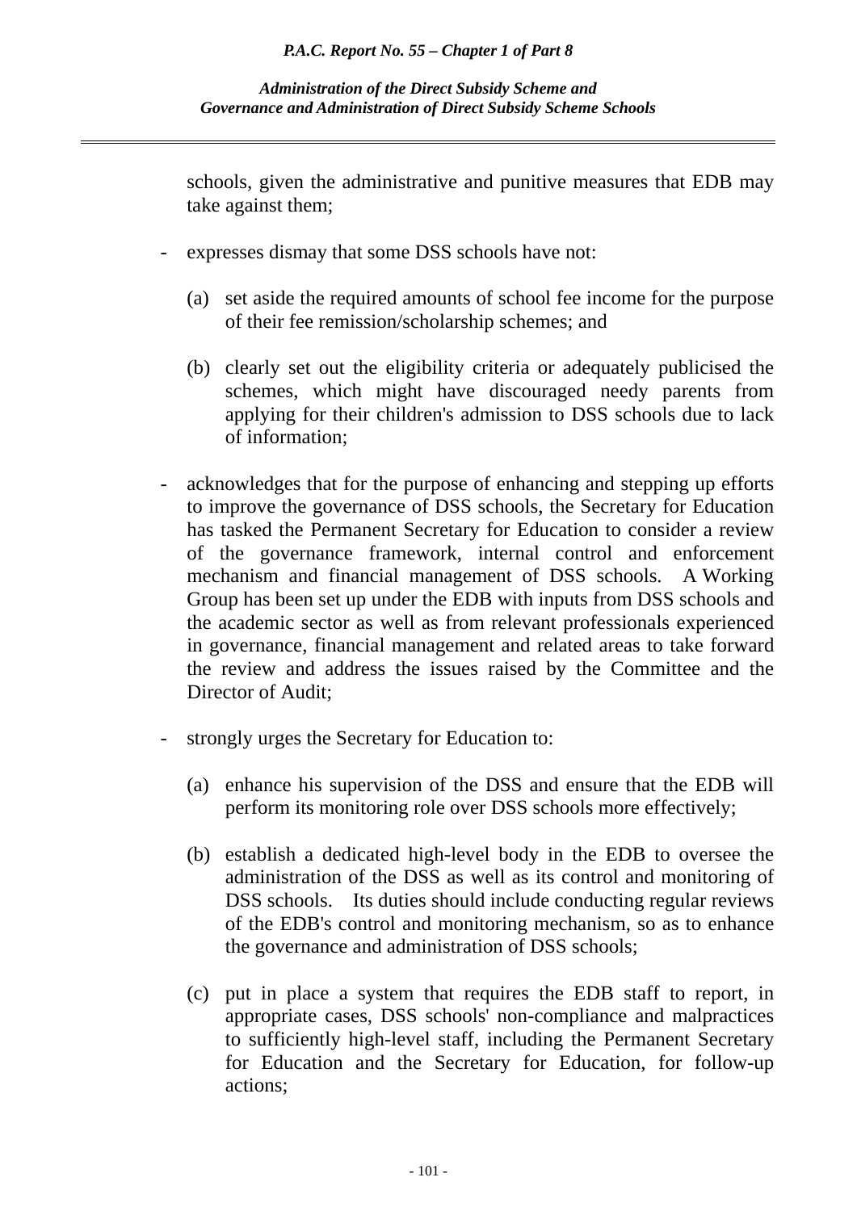schools, given the administrative and punitive measures that EDB may take against them;

- expresses dismay that some DSS schools have not:

  (a) set aside the required amounts of school fee income for the purpose of their fee remission/scholarship schemes; and

  (b) clearly set out the eligibility criteria or adequately publicised the schemes, which might have discouraged needy parents from applying for their children's admission to DSS schools due to lack of information;

- acknowledges that for the purpose of enhancing and stepping up efforts to improve the governance of DSS schools, the Secretary for Education has tasked the Permanent Secretary for Education to consider a review of the governance framework, internal control and enforcement mechanism and financial management of DSS schools. A Working Group has been set up under the EDB with inputs from DSS schools and the academic sector as well as from relevant professionals experienced in governance, financial management and related areas to take forward the review and address the issues raised by the Committee and the Director of Audit;

- strongly urges the Secretary for Education to:

  (a) enhance his supervision of the DSS and ensure that the EDB will perform its monitoring role over DSS schools more effectively;

  (b) establish a dedicated high-level body in the EDB to oversee the administration of the DSS as well as its control and monitoring of DSS schools. Its duties should include conducting regular reviews of the EDB's control and monitoring mechanism, so as to enhance the governance and administration of DSS schools;

  (c) put in place a system that requires the EDB staff to report, in appropriate cases, DSS schools' non-compliance and malpractices to sufficiently high-level staff, including the Permanent Secretary for Education and the Secretary for Education, for follow-up actions;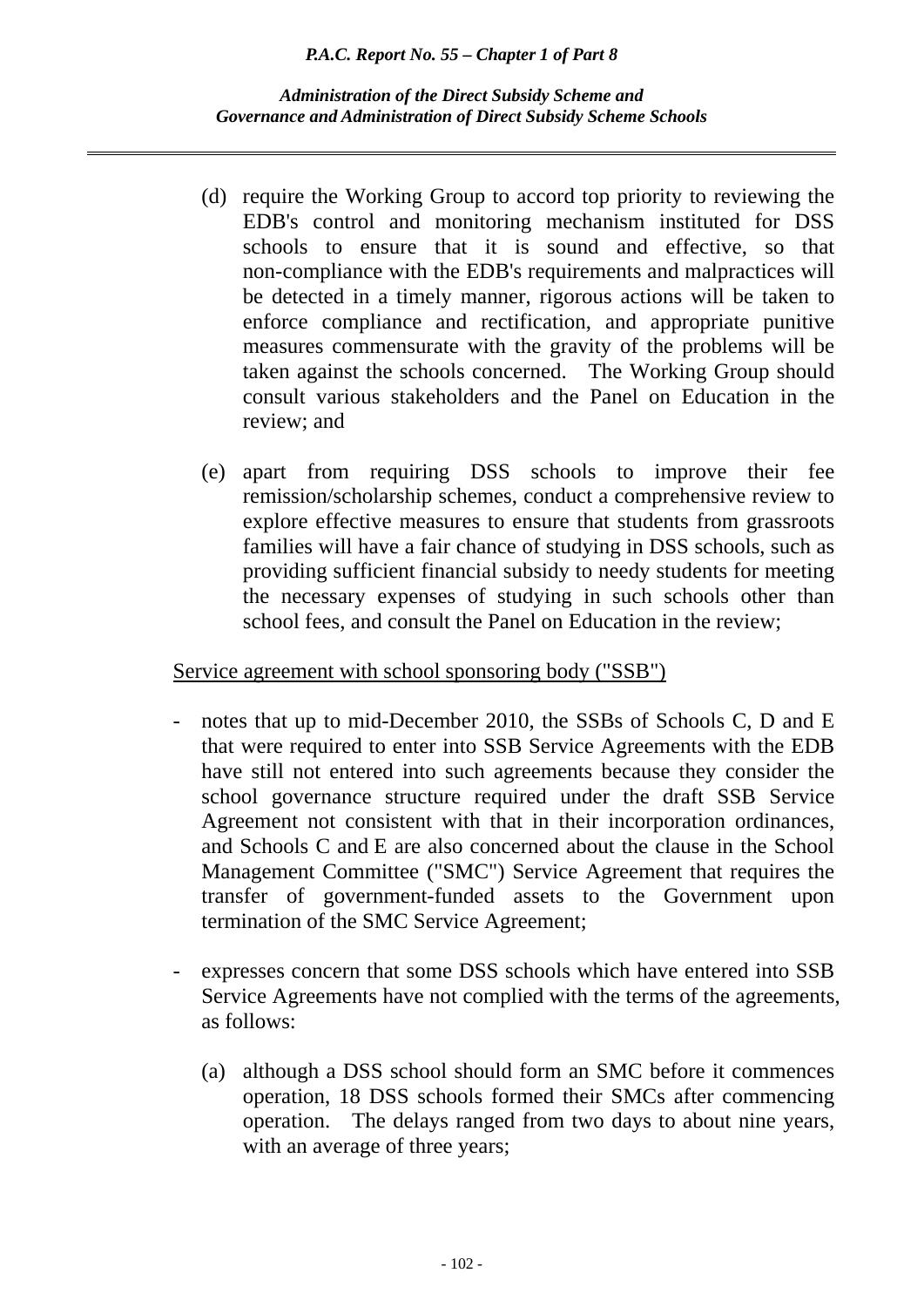(d) require the Working Group to accord top priority to reviewing the EDB's control and monitoring mechanism instituted for DSS schools to ensure that it is sound and effective, so that non-compliance with the EDB's requirements and malpractices will be detected in a timely manner, rigorous actions will be taken to enforce compliance and rectification, and appropriate punitive measures commensurate with the gravity of the problems will be taken against the schools concerned. The Working Group should consult various stakeholders and the Panel on Education in the review; and

(e) apart from requiring DSS schools to improve their fee remission/scholarship schemes, conduct a comprehensive review to explore effective measures to ensure that students from grassroots families will have a fair chance of studying in DSS schools, such as providing sufficient financial subsidy to needy students for meeting the necessary expenses of studying in such schools other than school fees, and consult the Panel on Education in the review;

<u>Service agreement with school sponsoring body ("SSB")</u>

- notes that up to mid-December 2010, the SSBs of Schools C, D and E that were required to enter into SSB Service Agreements with the EDB have still not entered into such agreements because they consider the school governance structure required under the draft SSB Service Agreement not consistent with that in their incorporation ordinances, and Schools C and E are also concerned about the clause in the School Management Committee ("SMC") Service Agreement that requires the transfer of government-funded assets to the Government upon termination of the SMC Service Agreement;

- expresses concern that some DSS schools which have entered into SSB Service Agreements have not complied with the terms of the agreements, as follows:

  (a) although a DSS school should form an SMC before it commences operation, 18 DSS schools formed their SMCs after commencing operation. The delays ranged from two days to about nine years, with an average of three years;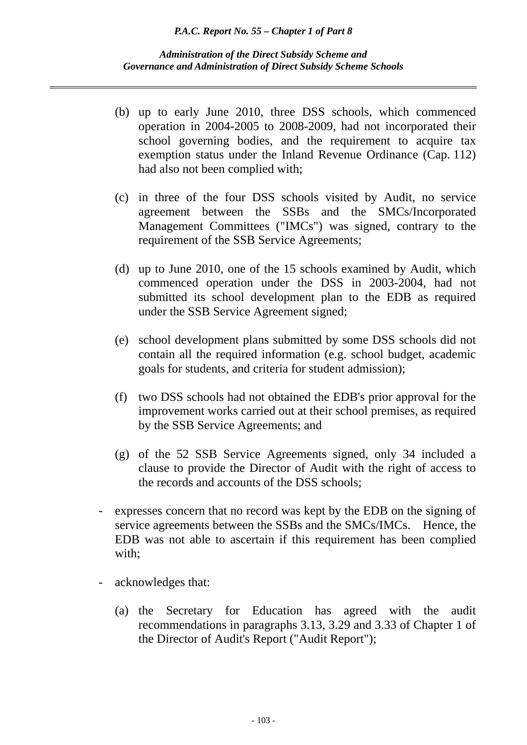(b) up to early June 2010, three DSS schools, which commenced operation in 2004-2005 to 2008-2009, had not incorporated their school governing bodies, and the requirement to acquire tax exemption status under the Inland Revenue Ordinance (Cap. 112) had also not been complied with;

(c) in three of the four DSS schools visited by Audit, no service agreement between the SSBs and the SMCs/Incorporated Management Committees ("IMCs") was signed, contrary to the requirement of the SSB Service Agreements;

(d) up to June 2010, one of the 15 schools examined by Audit, which commenced operation under the DSS in 2003-2004, had not submitted its school development plan to the EDB as required under the SSB Service Agreement signed;

(e) school development plans submitted by some DSS schools did not contain all the required information (e.g. school budget, academic goals for students, and criteria for student admission);

(f) two DSS schools had not obtained the EDB's prior approval for the improvement works carried out at their school premises, as required by the SSB Service Agreements; and

(g) of the 52 SSB Service Agreements signed, only 34 included a clause to provide the Director of Audit with the right of access to the records and accounts of the DSS schools;

- expresses concern that no record was kept by the EDB on the signing of service agreements between the SSBs and the SMCs/IMCs. Hence, the EDB was not able to ascertain if this requirement has been complied with;

- acknowledges that:

  (a) the Secretary for Education has agreed with the audit recommendations in paragraphs 3.13, 3.29 and 3.33 of Chapter 1 of the Director of Audit's Report ("Audit Report");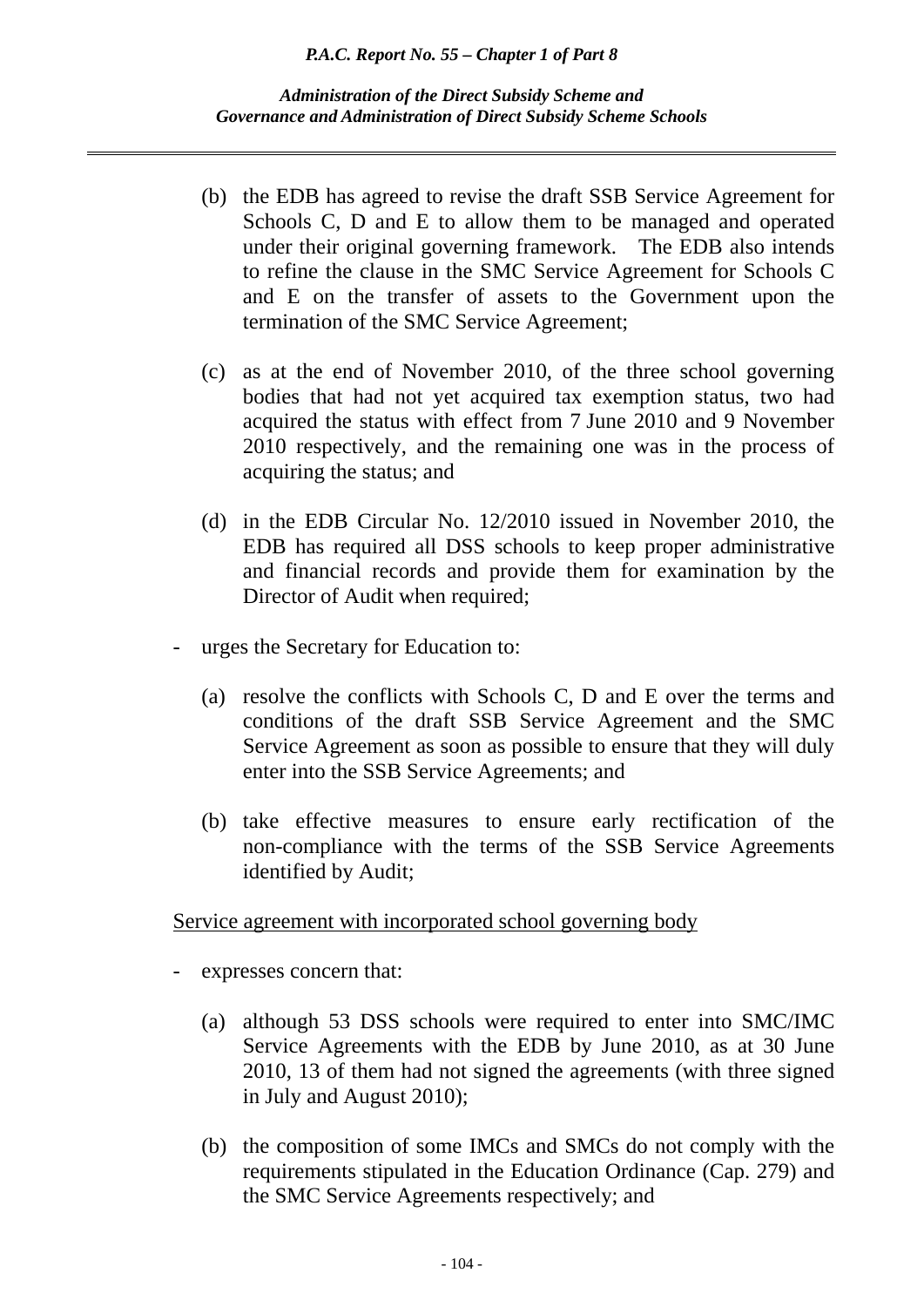(b) the EDB has agreed to revise the draft SSB Service Agreement for Schools C, D and E to allow them to be managed and operated under their original governing framework. The EDB also intends to refine the clause in the SMC Service Agreement for Schools C and E on the transfer of assets to the Government upon the termination of the SMC Service Agreement;

(c) as at the end of November 2010, of the three school governing bodies that had not yet acquired tax exemption status, two had acquired the status with effect from 7 June 2010 and 9 November 2010 respectively, and the remaining one was in the process of acquiring the status; and

(d) in the EDB Circular No. 12/2010 issued in November 2010, the EDB has required all DSS schools to keep proper administrative and financial records and provide them for examination by the Director of Audit when required;

- urges the Secretary for Education to:

  (a) resolve the conflicts with Schools C, D and E over the terms and conditions of the draft SSB Service Agreement and the SMC Service Agreement as soon as possible to ensure that they will duly enter into the SSB Service Agreements; and

  (b) take effective measures to ensure early rectification of the non-compliance with the terms of the SSB Service Agreements identified by Audit;

<u>Service agreement with incorporated school governing body</u>

- expresses concern that:

  (a) although 53 DSS schools were required to enter into SMC/IMC Service Agreements with the EDB by June 2010, as at 30 June 2010, 13 of them had not signed the agreements (with three signed in July and August 2010);

  (b) the composition of some IMCs and SMCs do not comply with the requirements stipulated in the Education Ordinance (Cap. 279) and the SMC Service Agreements respectively; and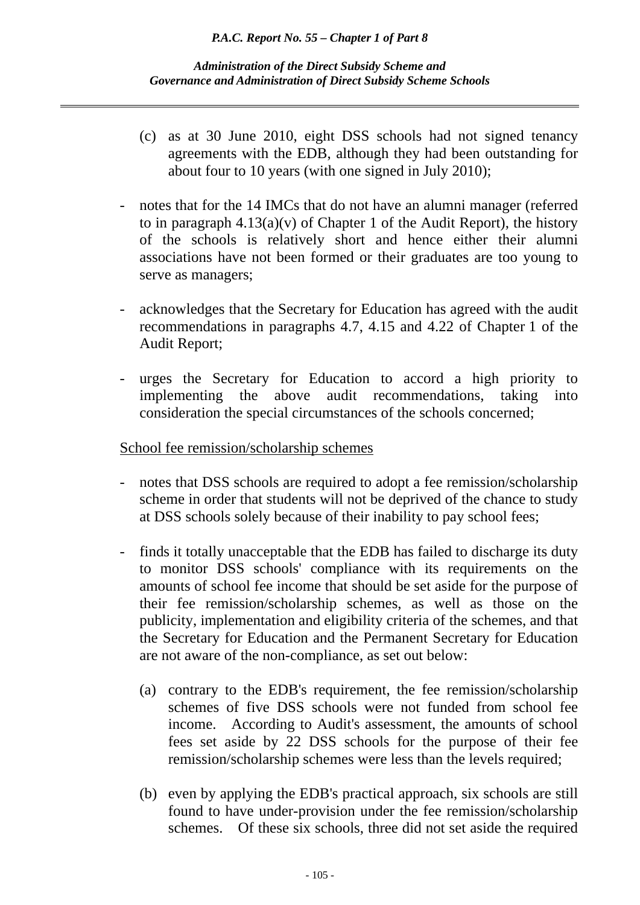(c) as at 30 June 2010, eight DSS schools had not signed tenancy agreements with the EDB, although they had been outstanding for about four to 10 years (with one signed in July 2010);

- notes that for the 14 IMCs that do not have an alumni manager (referred to in paragraph 4.13(a)(v) of Chapter 1 of the Audit Report), the history of the schools is relatively short and hence either their alumni associations have not been formed or their graduates are too young to serve as managers;

- acknowledges that the Secretary for Education has agreed with the audit recommendations in paragraphs 4.7, 4.15 and 4.22 of Chapter 1 of the Audit Report;

- urges the Secretary for Education to accord a high priority to implementing the above audit recommendations, taking into consideration the special circumstances of the schools concerned;

<u>School fee remission/scholarship schemes</u>

- notes that DSS schools are required to adopt a fee remission/scholarship scheme in order that students will not be deprived of the chance to study at DSS schools solely because of their inability to pay school fees;

- finds it totally unacceptable that the EDB has failed to discharge its duty to monitor DSS schools' compliance with its requirements on the amounts of school fee income that should be set aside for the purpose of their fee remission/scholarship schemes, as well as those on the publicity, implementation and eligibility criteria of the schemes, and that the Secretary for Education and the Permanent Secretary for Education are not aware of the non-compliance, as set out below:

  (a) contrary to the EDB's requirement, the fee remission/scholarship schemes of five DSS schools were not funded from school fee income. According to Audit's assessment, the amounts of school fees set aside by 22 DSS schools for the purpose of their fee remission/scholarship schemes were less than the levels required;

  (b) even by applying the EDB's practical approach, six schools are still found to have under-provision under the fee remission/scholarship schemes. Of these six schools, three did not set aside the required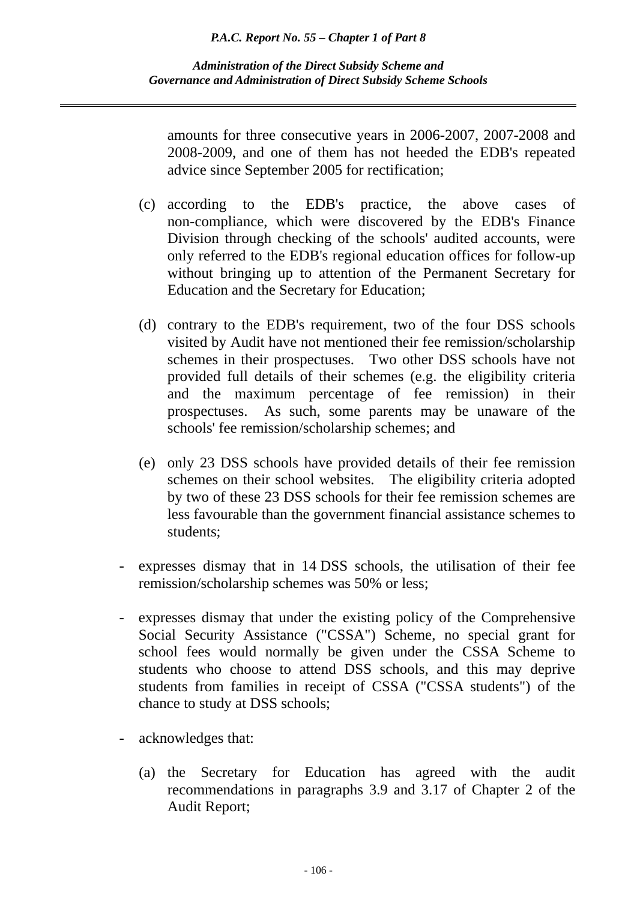amounts for three consecutive years in 2006-2007, 2007-2008 and 2008-2009, and one of them has not heeded the EDB's repeated advice since September 2005 for rectification;

(c) according to the EDB's practice, the above cases of non-compliance, which were discovered by the EDB's Finance Division through checking of the schools' audited accounts, were only referred to the EDB's regional education offices for follow-up without bringing up to attention of the Permanent Secretary for Education and the Secretary for Education;

(d) contrary to the EDB's requirement, two of the four DSS schools visited by Audit have not mentioned their fee remission/scholarship schemes in their prospectuses. Two other DSS schools have not provided full details of their schemes (e.g. the eligibility criteria and the maximum percentage of fee remission) in their prospectuses. As such, some parents may be unaware of the schools' fee remission/scholarship schemes; and

(e) only 23 DSS schools have provided details of their fee remission schemes on their school websites. The eligibility criteria adopted by two of these 23 DSS schools for their fee remission schemes are less favourable than the government financial assistance schemes to students;

- expresses dismay that in 14 DSS schools, the utilisation of their fee remission/scholarship schemes was 50% or less;

- expresses dismay that under the existing policy of the Comprehensive Social Security Assistance ("CSSA") Scheme, no special grant for school fees would normally be given under the CSSA Scheme to students who choose to attend DSS schools, and this may deprive students from families in receipt of CSSA ("CSSA students") of the chance to study at DSS schools;

- acknowledges that:

  (a) the Secretary for Education has agreed with the audit recommendations in paragraphs 3.9 and 3.17 of Chapter 2 of the Audit Report;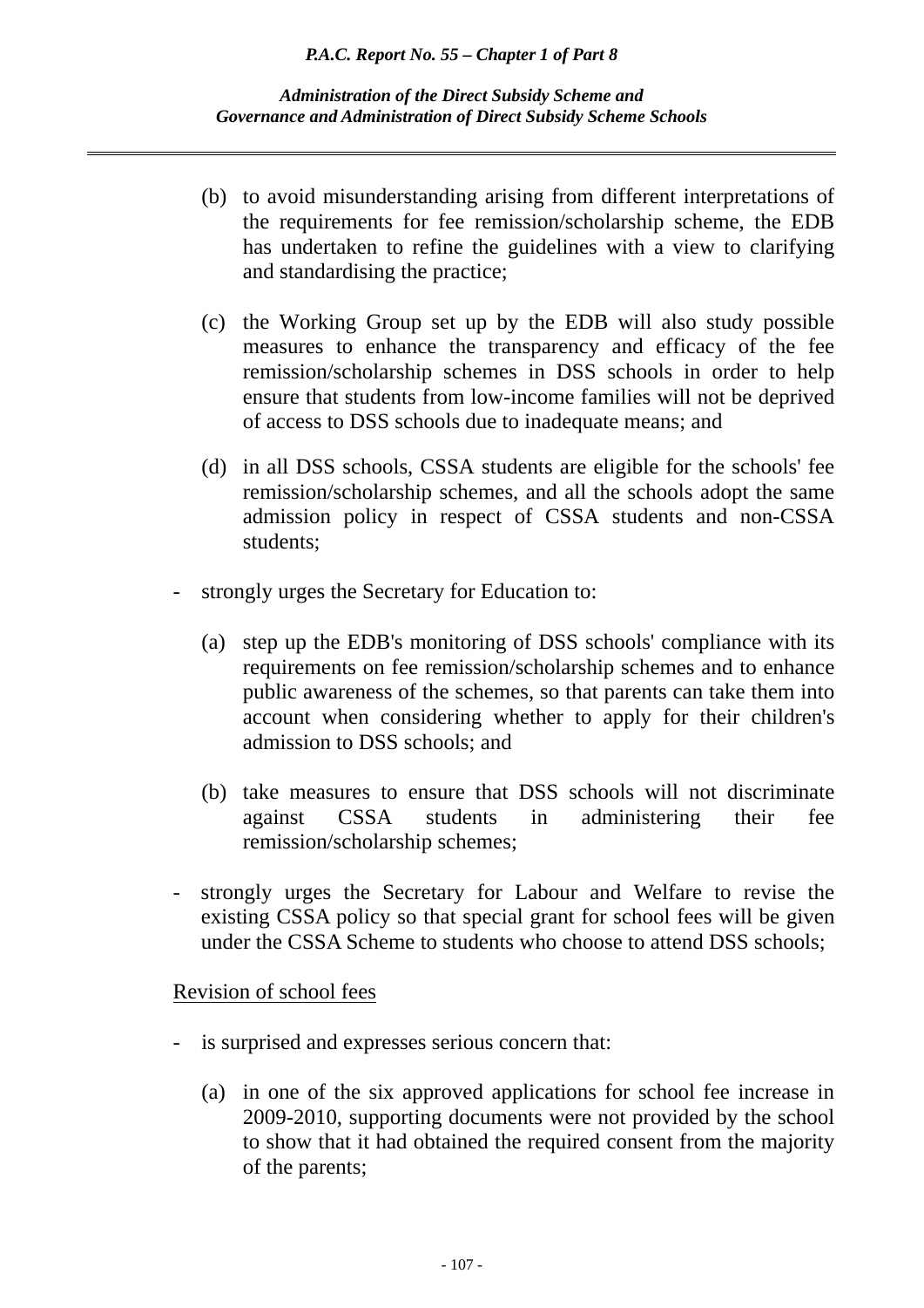(b) to avoid misunderstanding arising from different interpretations of the requirements for fee remission/scholarship scheme, the EDB has undertaken to refine the guidelines with a view to clarifying and standardising the practice;

(c) the Working Group set up by the EDB will also study possible measures to enhance the transparency and efficacy of the fee remission/scholarship schemes in DSS schools in order to help ensure that students from low-income families will not be deprived of access to DSS schools due to inadequate means; and

(d) in all DSS schools, CSSA students are eligible for the schools' fee remission/scholarship schemes, and all the schools adopt the same admission policy in respect of CSSA students and non-CSSA students;

- strongly urges the Secretary for Education to:

  (a) step up the EDB's monitoring of DSS schools' compliance with its requirements on fee remission/scholarship schemes and to enhance public awareness of the schemes, so that parents can take them into account when considering whether to apply for their children's admission to DSS schools; and

  (b) take measures to ensure that DSS schools will not discriminate against CSSA students in administering their fee remission/scholarship schemes;

- strongly urges the Secretary for Labour and Welfare to revise the existing CSSA policy so that special grant for school fees will be given under the CSSA Scheme to students who choose to attend DSS schools;

<u>Revision of school fees</u>

- is surprised and expresses serious concern that:

  (a) in one of the six approved applications for school fee increase in 2009-2010, supporting documents were not provided by the school to show that it had obtained the required consent from the majority of the parents;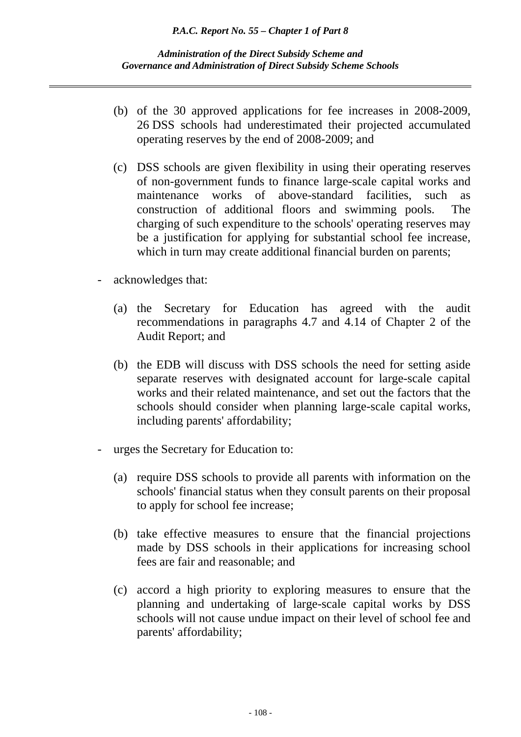(b) of the 30 approved applications for fee increases in 2008-2009, 26 DSS schools had underestimated their projected accumulated operating reserves by the end of 2008-2009; and

(c) DSS schools are given flexibility in using their operating reserves of non-government funds to finance large-scale capital works and maintenance works of above-standard facilities, such as construction of additional floors and swimming pools. The charging of such expenditure to the schools' operating reserves may be a justification for applying for substantial school fee increase, which in turn may create additional financial burden on parents;

- acknowledges that:

  (a) the Secretary for Education has agreed with the audit recommendations in paragraphs 4.7 and 4.14 of Chapter 2 of the Audit Report; and

  (b) the EDB will discuss with DSS schools the need for setting aside separate reserves with designated account for large-scale capital works and their related maintenance, and set out the factors that the schools should consider when planning large-scale capital works, including parents' affordability;

- urges the Secretary for Education to:

  (a) require DSS schools to provide all parents with information on the schools' financial status when they consult parents on their proposal to apply for school fee increase;

  (b) take effective measures to ensure that the financial projections made by DSS schools in their applications for increasing school fees are fair and reasonable; and

  (c) accord a high priority to exploring measures to ensure that the planning and undertaking of large-scale capital works by DSS schools will not cause undue impact on their level of school fee and parents' affordability;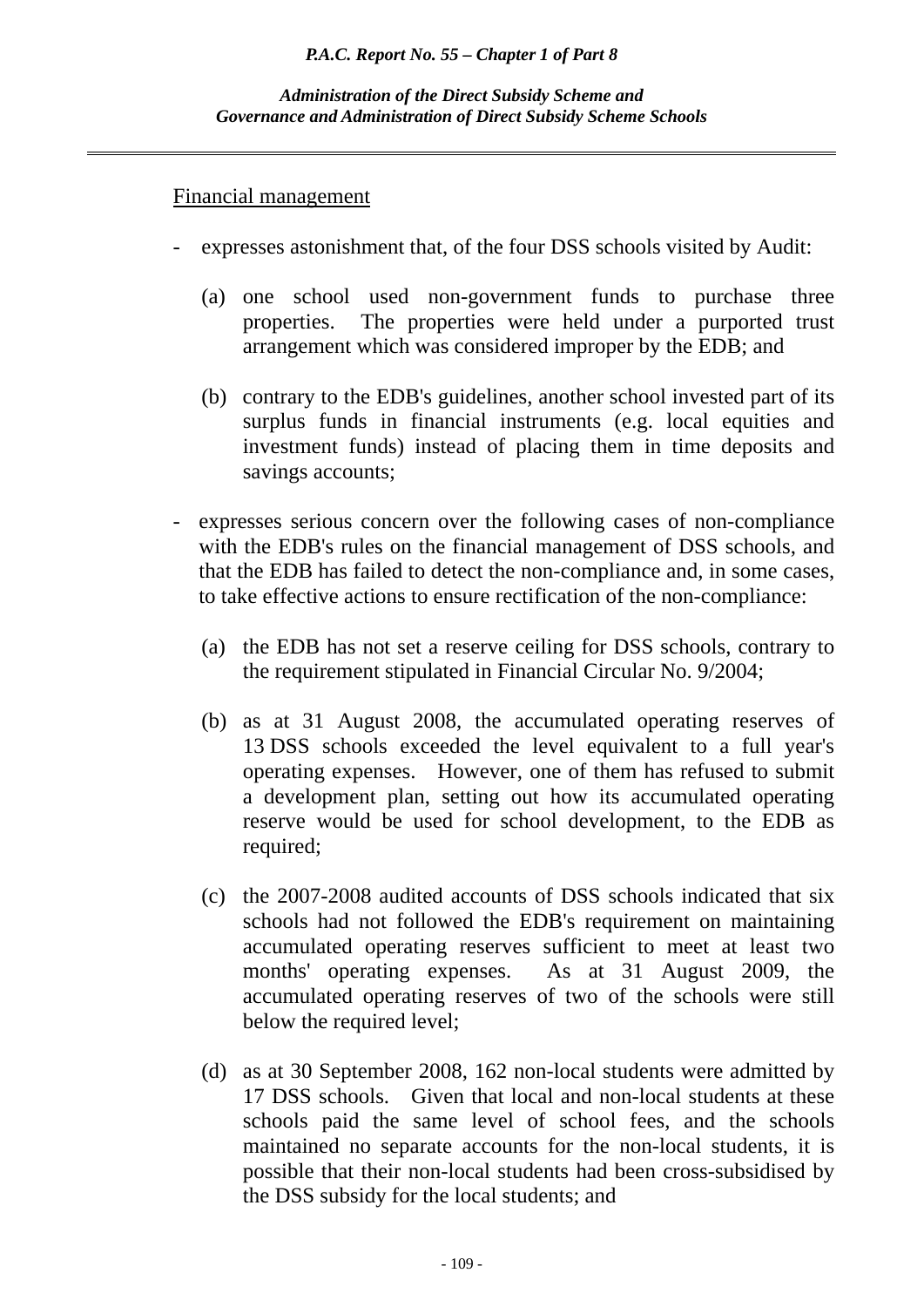Financial management

- expresses astonishment that, of the four DSS schools visited by Audit:

  (a) one school used non-government funds to purchase three properties. The properties were held under a purported trust arrangement which was considered improper by the EDB; and

  (b) contrary to the EDB's guidelines, another school invested part of its surplus funds in financial instruments (e.g. local equities and investment funds) instead of placing them in time deposits and savings accounts;

- expresses serious concern over the following cases of non-compliance with the EDB's rules on the financial management of DSS schools, and that the EDB has failed to detect the non-compliance and, in some cases, to take effective actions to ensure rectification of the non-compliance:

  (a) the EDB has not set a reserve ceiling for DSS schools, contrary to the requirement stipulated in Financial Circular No. 9/2004;

  (b) as at 31 August 2008, the accumulated operating reserves of 13 DSS schools exceeded the level equivalent to a full year's operating expenses. However, one of them has refused to submit a development plan, setting out how its accumulated operating reserve would be used for school development, to the EDB as required;

  (c) the 2007-2008 audited accounts of DSS schools indicated that six schools had not followed the EDB's requirement on maintaining accumulated operating reserves sufficient to meet at least two months' operating expenses. As at 31 August 2009, the accumulated operating reserves of two of the schools were still below the required level;

  (d) as at 30 September 2008, 162 non-local students were admitted by 17 DSS schools. Given that local and non-local students at these schools paid the same level of school fees, and the schools maintained no separate accounts for the non-local students, it is possible that their non-local students had been cross-subsidised by the DSS subsidy for the local students; and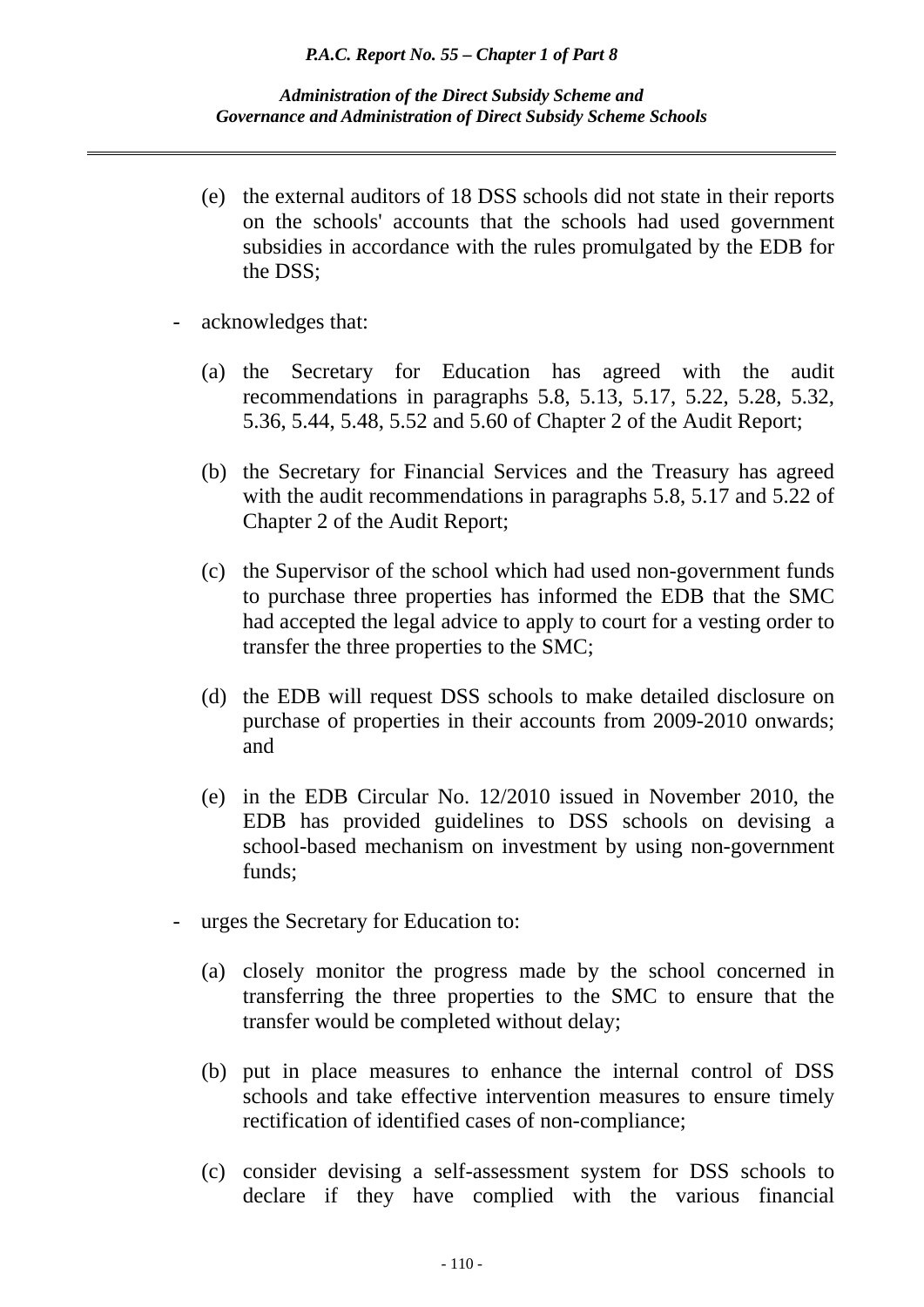(e) the external auditors of 18 DSS schools did not state in their reports on the schools' accounts that the schools had used government subsidies in accordance with the rules promulgated by the EDB for the DSS;

- acknowledges that:

  (a) the Secretary for Education has agreed with the audit recommendations in paragraphs 5.8, 5.13, 5.17, 5.22, 5.28, 5.32, 5.36, 5.44, 5.48, 5.52 and 5.60 of Chapter 2 of the Audit Report;

  (b) the Secretary for Financial Services and the Treasury has agreed with the audit recommendations in paragraphs 5.8, 5.17 and 5.22 of Chapter 2 of the Audit Report;

  (c) the Supervisor of the school which had used non-government funds to purchase three properties has informed the EDB that the SMC had accepted the legal advice to apply to court for a vesting order to transfer the three properties to the SMC;

  (d) the EDB will request DSS schools to make detailed disclosure on purchase of properties in their accounts from 2009-2010 onwards; and

  (e) in the EDB Circular No. 12/2010 issued in November 2010, the EDB has provided guidelines to DSS schools on devising a school-based mechanism on investment by using non-government funds;

- urges the Secretary for Education to:

  (a) closely monitor the progress made by the school concerned in transferring the three properties to the SMC to ensure that the transfer would be completed without delay;

  (b) put in place measures to enhance the internal control of DSS schools and take effective intervention measures to ensure timely rectification of identified cases of non-compliance;

  (c) consider devising a self-assessment system for DSS schools to declare if they have complied with the various financial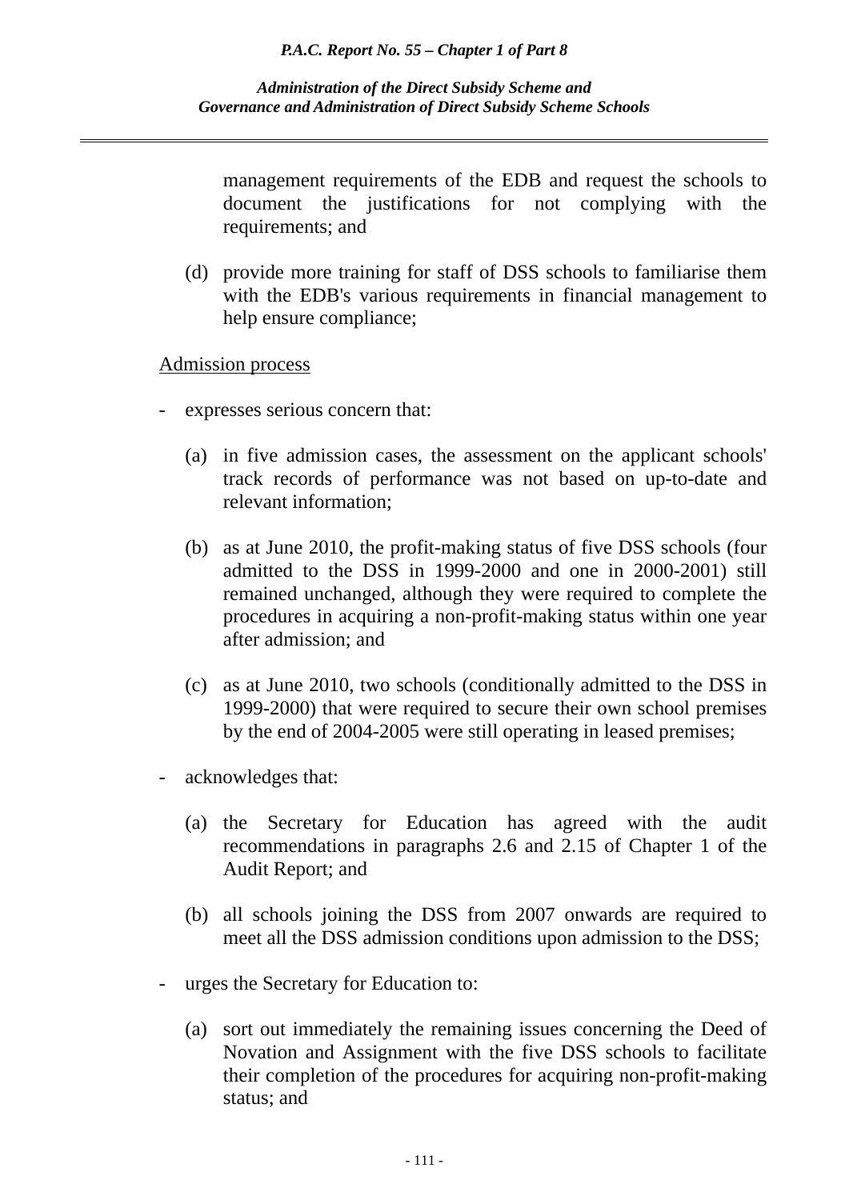management requirements of the EDB and request the schools to document the justifications for not complying with the requirements; and

(d) provide more training for staff of DSS schools to familiarise them with the EDB's various requirements in financial management to help ensure compliance;

<u>Admission process</u>

- expresses serious concern that:

  (a) in five admission cases, the assessment on the applicant schools' track records of performance was not based on up-to-date and relevant information;

  (b) as at June 2010, the profit-making status of five DSS schools (four admitted to the DSS in 1999-2000 and one in 2000-2001) still remained unchanged, although they were required to complete the procedures in acquiring a non-profit-making status within one year after admission; and

  (c) as at June 2010, two schools (conditionally admitted to the DSS in 1999-2000) that were required to secure their own school premises by the end of 2004-2005 were still operating in leased premises;

- acknowledges that:

  (a) the Secretary for Education has agreed with the audit recommendations in paragraphs 2.6 and 2.15 of Chapter 1 of the Audit Report; and

  (b) all schools joining the DSS from 2007 onwards are required to meet all the DSS admission conditions upon admission to the DSS;

- urges the Secretary for Education to:

  (a) sort out immediately the remaining issues concerning the Deed of Novation and Assignment with the five DSS schools to facilitate their completion of the procedures for acquiring non-profit-making status; and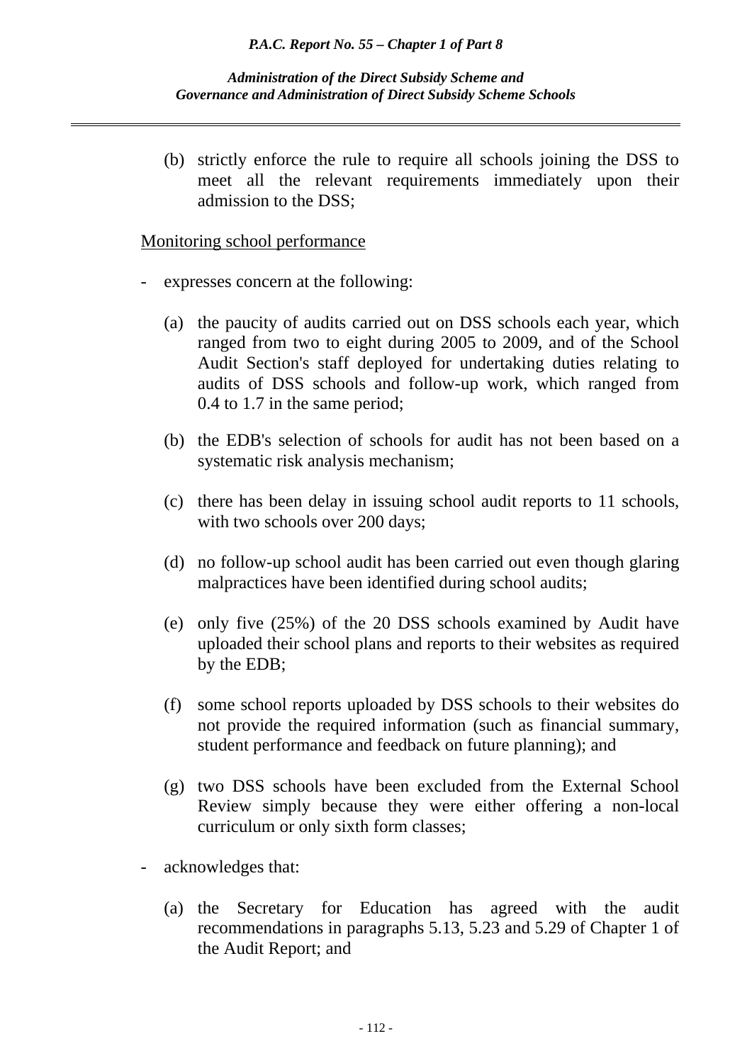(b) strictly enforce the rule to require all schools joining the DSS to meet all the relevant requirements immediately upon their admission to the DSS;

<u>Monitoring school performance</u>

- expresses concern at the following:

  (a) the paucity of audits carried out on DSS schools each year, which ranged from two to eight during 2005 to 2009, and of the School Audit Section's staff deployed for undertaking duties relating to audits of DSS schools and follow-up work, which ranged from 0.4 to 1.7 in the same period;

  (b) the EDB's selection of schools for audit has not been based on a systematic risk analysis mechanism;

  (c) there has been delay in issuing school audit reports to 11 schools, with two schools over 200 days;

  (d) no follow-up school audit has been carried out even though glaring malpractices have been identified during school audits;

  (e) only five (25%) of the 20 DSS schools examined by Audit have uploaded their school plans and reports to their websites as required by the EDB;

  (f) some school reports uploaded by DSS schools to their websites do not provide the required information (such as financial summary, student performance and feedback on future planning); and

  (g) two DSS schools have been excluded from the External School Review simply because they were either offering a non-local curriculum or only sixth form classes;

- acknowledges that:

  (a) the Secretary for Education has agreed with the audit recommendations in paragraphs 5.13, 5.23 and 5.29 of Chapter 1 of the Audit Report; and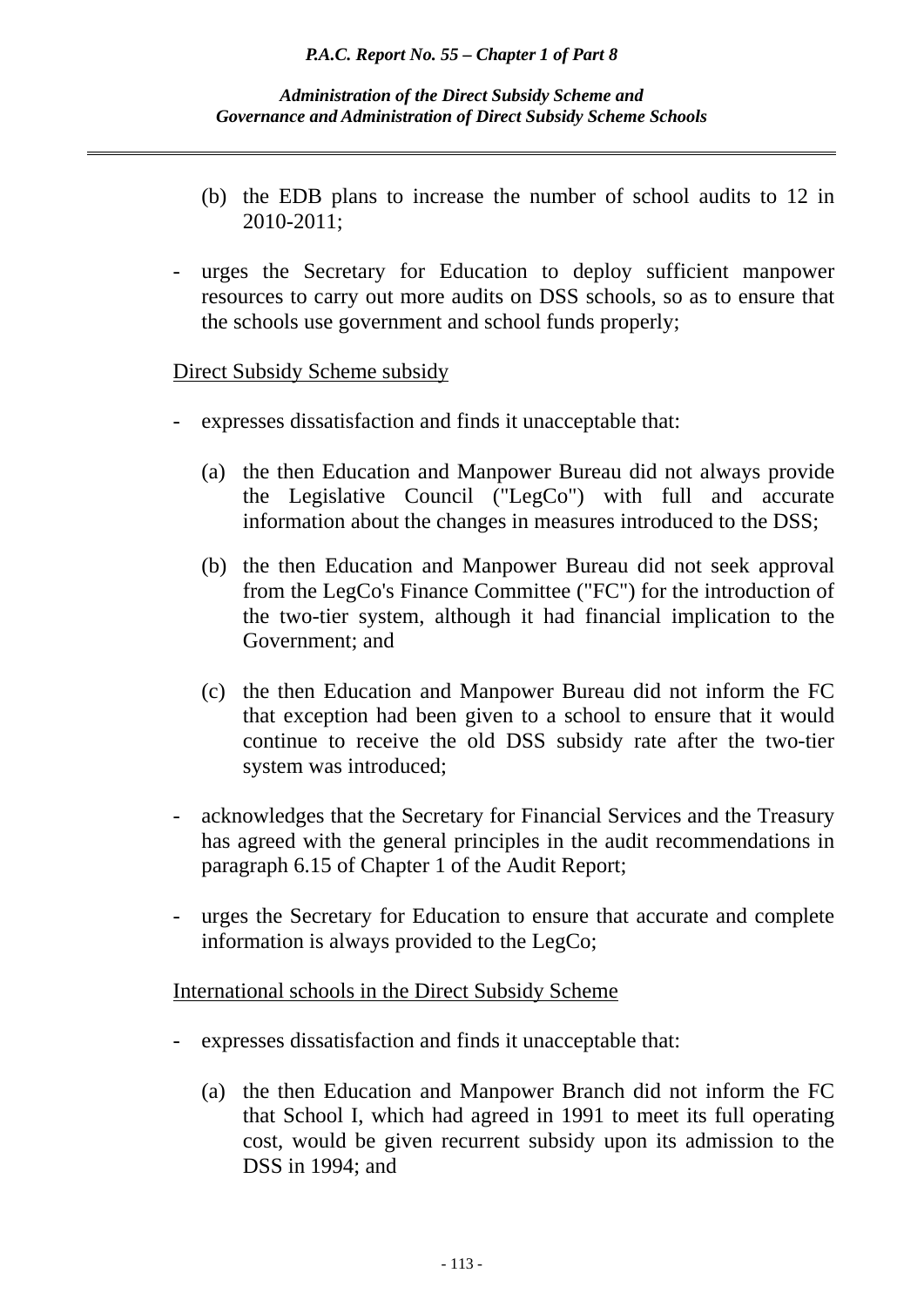(b) the EDB plans to increase the number of school audits to 12 in 2010-2011;

- urges the Secretary for Education to deploy sufficient manpower resources to carry out more audits on DSS schools, so as to ensure that the schools use government and school funds properly;

<u>Direct Subsidy Scheme subsidy</u>

- expresses dissatisfaction and finds it unacceptable that:

  (a) the then Education and Manpower Bureau did not always provide the Legislative Council ("LegCo") with full and accurate information about the changes in measures introduced to the DSS;

  (b) the then Education and Manpower Bureau did not seek approval from the LegCo's Finance Committee ("FC") for the introduction of the two-tier system, although it had financial implication to the Government; and

  (c) the then Education and Manpower Bureau did not inform the FC that exception had been given to a school to ensure that it would continue to receive the old DSS subsidy rate after the two-tier system was introduced;

- acknowledges that the Secretary for Financial Services and the Treasury has agreed with the general principles in the audit recommendations in paragraph 6.15 of Chapter 1 of the Audit Report;

- urges the Secretary for Education to ensure that accurate and complete information is always provided to the LegCo;

<u>International schools in the Direct Subsidy Scheme</u>

- expresses dissatisfaction and finds it unacceptable that:

  (a) the then Education and Manpower Branch did not inform the FC that School I, which had agreed in 1991 to meet its full operating cost, would be given recurrent subsidy upon its admission to the DSS in 1994; and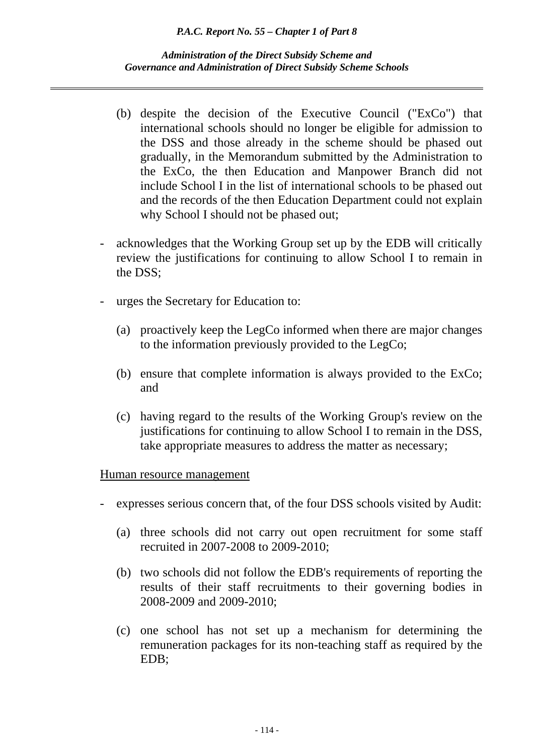(b) despite the decision of the Executive Council ("ExCo") that international schools should no longer be eligible for admission to the DSS and those already in the scheme should be phased out gradually, in the Memorandum submitted by the Administration to the ExCo, the then Education and Manpower Branch did not include School I in the list of international schools to be phased out and the records of the then Education Department could not explain why School I should not be phased out;

- acknowledges that the Working Group set up by the EDB will critically review the justifications for continuing to allow School I to remain in the DSS;

- urges the Secretary for Education to:

  (a) proactively keep the LegCo informed when there are major changes to the information previously provided to the LegCo;

  (b) ensure that complete information is always provided to the ExCo; and

  (c) having regard to the results of the Working Group's review on the justifications for continuing to allow School I to remain in the DSS, take appropriate measures to address the matter as necessary;

<u>Human resource management</u>

- expresses serious concern that, of the four DSS schools visited by Audit:

  (a) three schools did not carry out open recruitment for some staff recruited in 2007-2008 to 2009-2010;

  (b) two schools did not follow the EDB's requirements of reporting the results of their staff recruitments to their governing bodies in 2008-2009 and 2009-2010;

  (c) one school has not set up a mechanism for determining the remuneration packages for its non-teaching staff as required by the EDB;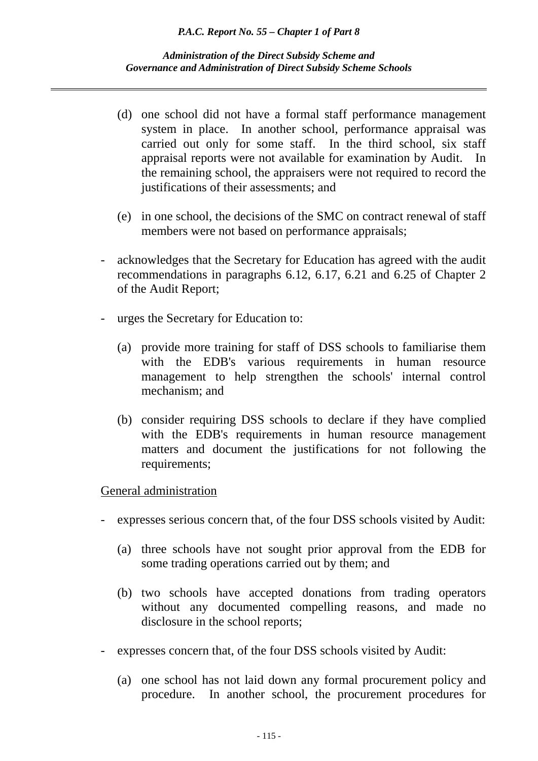(d) one school did not have a formal staff performance management system in place. In another school, performance appraisal was carried out only for some staff. In the third school, six staff appraisal reports were not available for examination by Audit. In the remaining school, the appraisers were not required to record the justifications of their assessments; and

(e) in one school, the decisions of the SMC on contract renewal of staff members were not based on performance appraisals;

- acknowledges that the Secretary for Education has agreed with the audit recommendations in paragraphs 6.12, 6.17, 6.21 and 6.25 of Chapter 2 of the Audit Report;

- urges the Secretary for Education to:

  (a) provide more training for staff of DSS schools to familiarise them with the EDB's various requirements in human resource management to help strengthen the schools' internal control mechanism; and

  (b) consider requiring DSS schools to declare if they have complied with the EDB's requirements in human resource management matters and document the justifications for not following the requirements;

<u>General administration</u>

- expresses serious concern that, of the four DSS schools visited by Audit:

  (a) three schools have not sought prior approval from the EDB for some trading operations carried out by them; and

  (b) two schools have accepted donations from trading operators without any documented compelling reasons, and made no disclosure in the school reports;

- expresses concern that, of the four DSS schools visited by Audit:

  (a) one school has not laid down any formal procurement policy and procedure. In another school, the procurement procedures for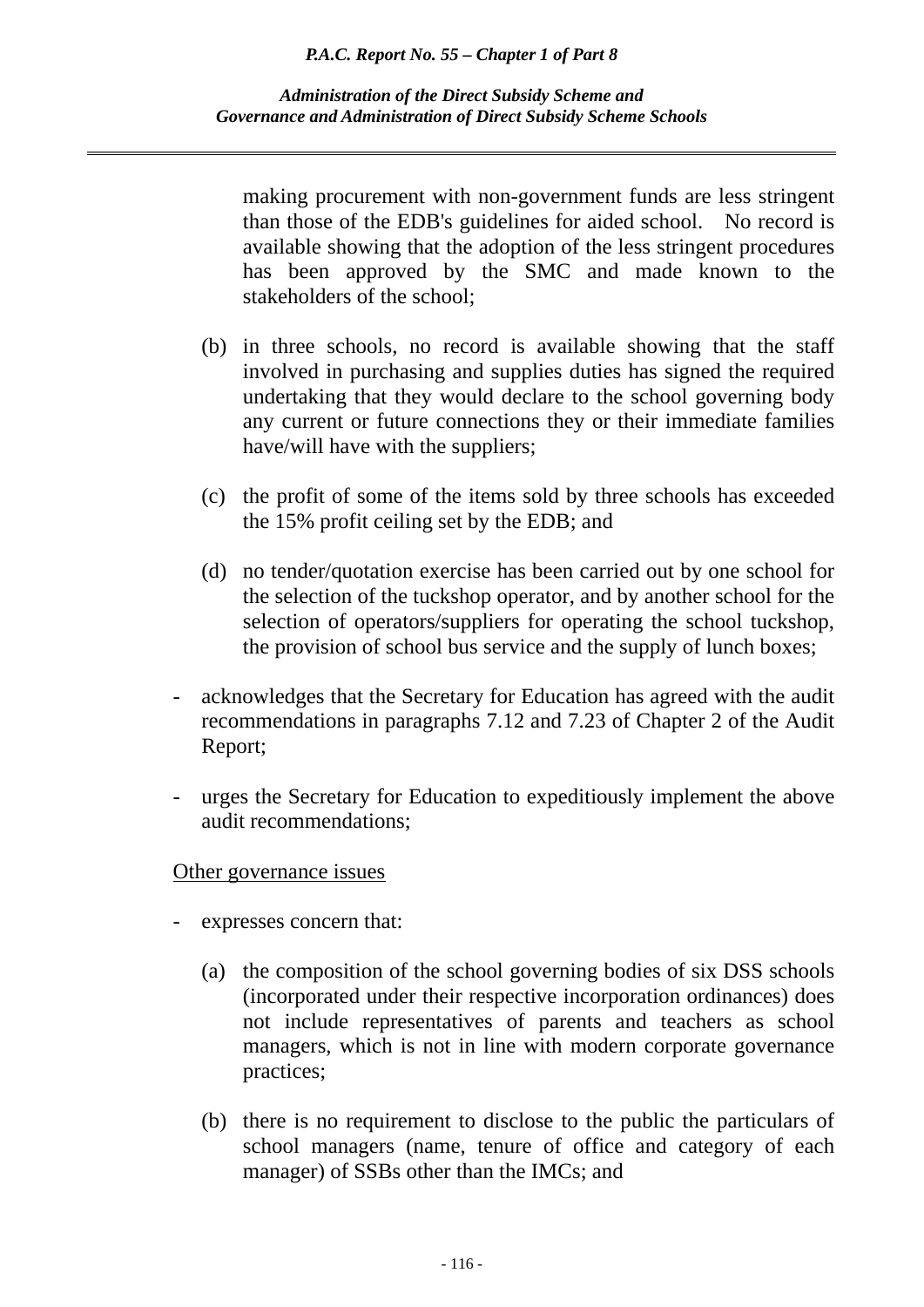making procurement with non-government funds are less stringent than those of the EDB's guidelines for aided school. No record is available showing that the adoption of the less stringent procedures has been approved by the SMC and made known to the stakeholders of the school;

(b) in three schools, no record is available showing that the staff involved in purchasing and supplies duties has signed the required undertaking that they would declare to the school governing body any current or future connections they or their immediate families have/will have with the suppliers;

(c) the profit of some of the items sold by three schools has exceeded the 15% profit ceiling set by the EDB; and

(d) no tender/quotation exercise has been carried out by one school for the selection of the tuckshop operator, and by another school for the selection of operators/suppliers for operating the school tuckshop, the provision of school bus service and the supply of lunch boxes;

- acknowledges that the Secretary for Education has agreed with the audit recommendations in paragraphs 7.12 and 7.23 of Chapter 2 of the Audit Report;

- urges the Secretary for Education to expeditiously implement the above audit recommendations;

<u>Other governance issues</u>

- expresses concern that:

  (a) the composition of the school governing bodies of six DSS schools (incorporated under their respective incorporation ordinances) does not include representatives of parents and teachers as school managers, which is not in line with modern corporate governance practices;

  (b) there is no requirement to disclose to the public the particulars of school managers (name, tenure of office and category of each manager) of SSBs other than the IMCs; and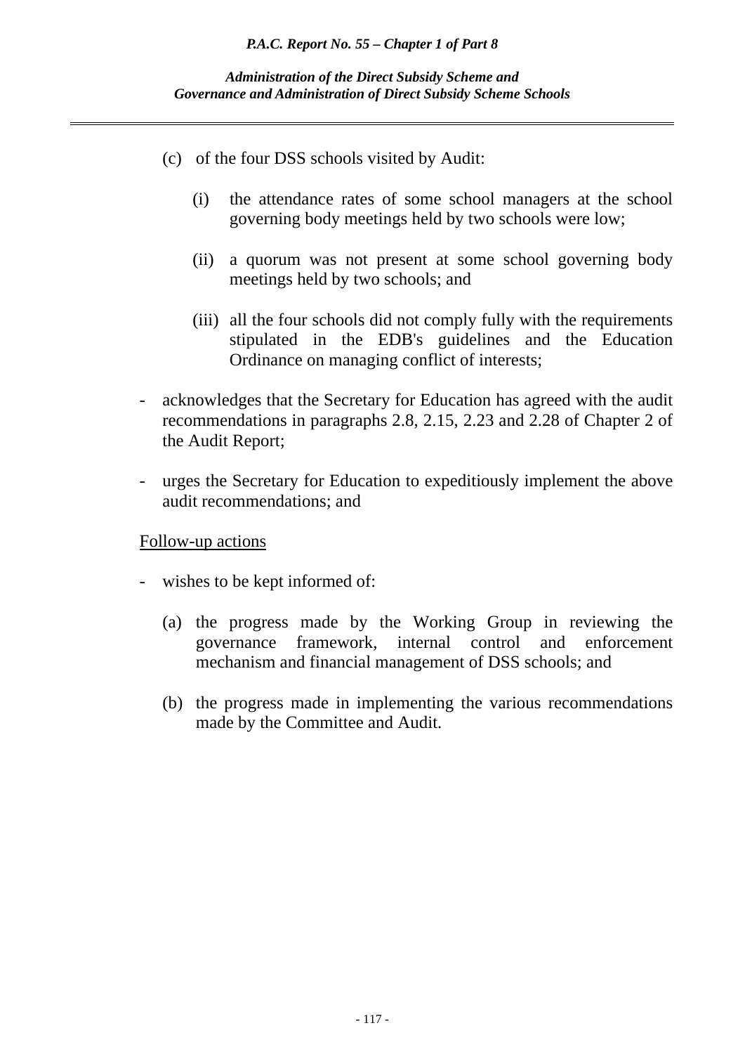(c) of the four DSS schools visited by Audit:

   (i) the attendance rates of some school managers at the school governing body meetings held by two schools were low;

   (ii) a quorum was not present at some school governing body meetings held by two schools; and

   (iii) all the four schools did not comply fully with the requirements stipulated in the EDB's guidelines and the Education Ordinance on managing conflict of interests;

- acknowledges that the Secretary for Education has agreed with the audit recommendations in paragraphs 2.8, 2.15, 2.23 and 2.28 of Chapter 2 of the Audit Report;

- urges the Secretary for Education to expeditiously implement the above audit recommendations; and

<u>Follow-up actions</u>

- wishes to be kept informed of:

  (a) the progress made by the Working Group in reviewing the governance framework, internal control and enforcement mechanism and financial management of DSS schools; and

  (b) the progress made in implementing the various recommendations made by the Committee and Audit.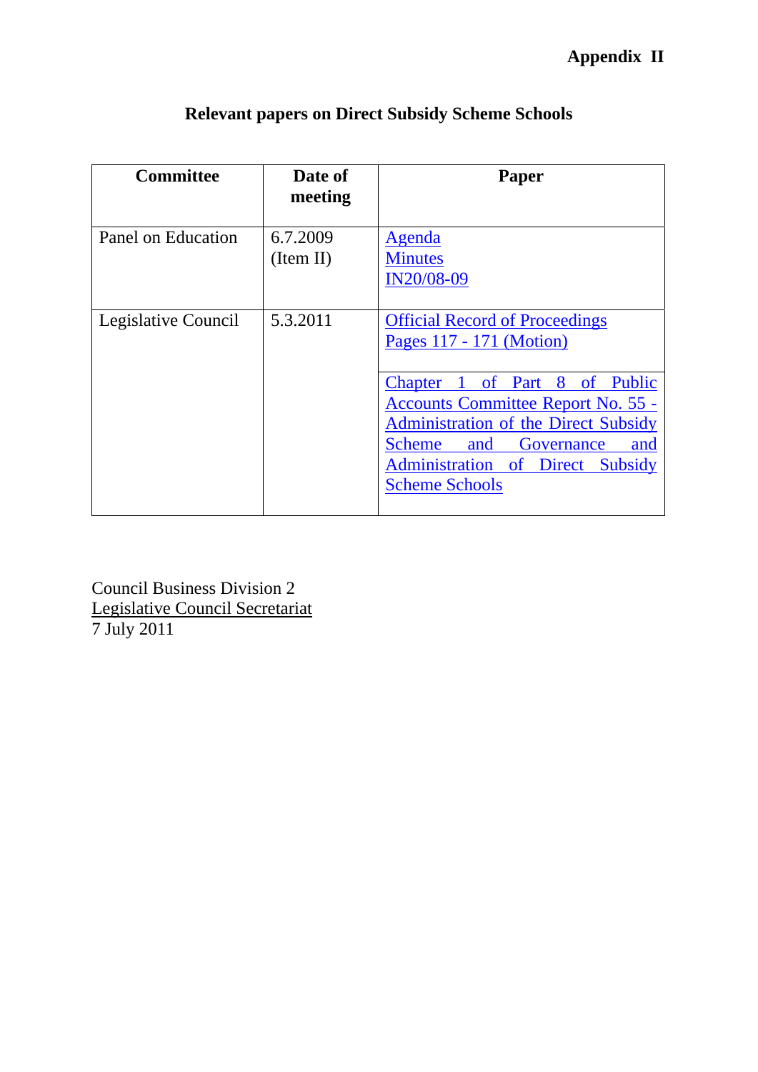**Appendix II**

# Relevant papers on Direct Subsidy Scheme Schools

| Committee | Date of meeting | Paper |
|---|---|---|
| Panel on Education | 6.7.2009 (Item II) | Agenda<br>Minutes<br>IN20/08-09 |
| Legislative Council | 5.3.2011 | Official Record of Proceedings Pages 117 - 171 (Motion) |
| | | Chapter 1 of Part 8 of Public Accounts Committee Report No. 55 - Administration of the Direct Subsidy Scheme and Governance and Administration of Direct Subsidy Scheme Schools |

Council Business Division 2
Legislative Council Secretariat
7 July 2011